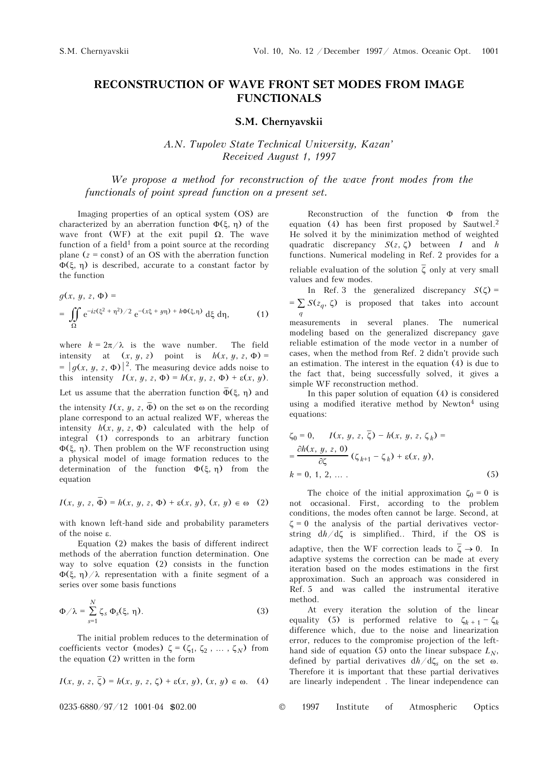# RECONSTRUCTION OF WAVE FRONT SET MODES FROM IMAGE FUNCTIONALS

## S.M. Chernyavskii

*A.N. Tupolev State Technical University, Kazan'*
*Received August 1, 1997*

*We propose a method for reconstruction of the wave front modes from the functionals of point spread function on a present set.*

Imaging properties of an optical system (OS) are characterized by an aberration function $\Phi(\xi, \eta)$ of the wave front (WF) at the exit pupil $\Omega$. The wave function of a field[1] from a point source at the recording plane ($z$ = const) of an OS with the aberration function $\Phi(\xi, \eta)$ is described, accurate to a constant factor by the function

$$g(x, y, z, \Phi) = \iint_{\Omega} e^{-iz(\xi^2 + \eta^2)/2}\, e^{-(x\xi + y\eta) + k\Phi(\xi,\eta)}\, d\xi\, d\eta, \qquad (1)$$

where $k = 2\pi/\lambda$ is the wave number. The field intensity at $(x, y, z)$ point is $h(x, y, z, \Phi) = |g(x, y, z, \Phi)|^2$. The measuring device adds noise to this intensity $I(x, y, z, \Phi) = h(x, y, z, \Phi) + \varepsilon(x, y)$. Let us assume that the aberration function $\bar{\Phi}(\xi, \eta)$ and the intensity $I(x, y, z, \bar{\Phi})$ on the set $\omega$ on the recording plane correspond to an actual realized WF, whereas the intensity $h(x, y, z, \Phi)$ calculated with the help of integral (1) corresponds to an arbitrary function $\Phi(\xi, \eta)$. Then problem on the WF reconstruction using a physical model of image formation reduces to the determination of the function $\Phi(\xi, \eta)$ from the equation

$$I(x, y, z, \bar{\Phi}) = h(x, y, z, \Phi) + \varepsilon(x, y),\ (x, y) \in \omega \quad (2)$$

with known left-hand side and probability parameters of the noise $\varepsilon$.

Equation (2) makes the basis of different indirect methods of the aberration function determination. One way to solve equation (2) consists in the function $\Phi(\xi, \eta)/\lambda$ representation with a finite segment of a series over some basis functions

$$\Phi/\lambda = \sum_{s=1}^{N} \zeta_s\, \Phi_s(\xi, \eta). \qquad (3)$$

The initial problem reduces to the determination of coefficients vector (modes) $\zeta = (\zeta_1, \zeta_2, \ldots, \zeta_N)$ from the equation (2) written in the form

$$I(x, y, z, \bar{\zeta}) = h(x, y, z, \zeta) + \varepsilon(x, y),\ (x, y) \in \omega. \quad (4)$$

Reconstruction of the function $\Phi$ from the equation (4) has been first proposed by Sautwel.[2] He solved it by the minimization method of weighted quadratic discrepancy $S(z, \zeta)$ between $I$ and $h$ functions. Numerical modeling in Ref. 2 provides for a reliable evaluation of the solution $\bar{\zeta}$ only at very small values and few modes.

In Ref. 3 the generalized discrepancy $S(\zeta) = \sum_q S(z_q, \zeta)$ is proposed that takes into account measurements in several planes. The numerical modeling based on the generalized discrepancy gave reliable estimation of the mode vector in a number of cases, when the method from Ref. 2 didn't provide such an estimation. The interest in the equation (4) is due to the fact that, being successfully solved, it gives a simple WF reconstruction method.

In this paper solution of equation (4) is considered using a modified iterative method by Newton[4] using equations:

$$\zeta_0 = 0, \quad I(x, y, z, \bar{\zeta}) - h(x, y, z, \zeta_k) = \frac{\partial h(x, y, z, 0)}{\partial \zeta}(\zeta_{k+1} - \zeta_k) + \varepsilon(x, y),$$
$$k = 0, 1, 2, \ldots . \qquad (5)$$

The choice of the initial approximation $\zeta_0 = 0$ is not occasional. First, according to the problem conditions, the modes often cannot be large. Second, at $\zeta = 0$ the analysis of the partial derivatives vector-string $dh/d\zeta$ is simplified.. Third, if the OS is adaptive, then the WF correction leads to $\bar{\zeta} \to 0$. In adaptive systems the correction can be made at every iteration based on the modes estimations in the first approximation. Such an approach was considered in Ref. 5 and was called the instrumental iterative method.

At every iteration the solution of the linear equality (5) is performed relative to $\zeta_{k+1} - \zeta_k$ difference which, due to the noise and linearization error, reduces to the compromise projection of the left-hand side of equation (5) onto the linear subspace $L_N$, defined by partial derivatives $dh/d\zeta_s$ on the set $\omega$. Therefore it is important that these partial derivatives are linearly independent . The linear independence can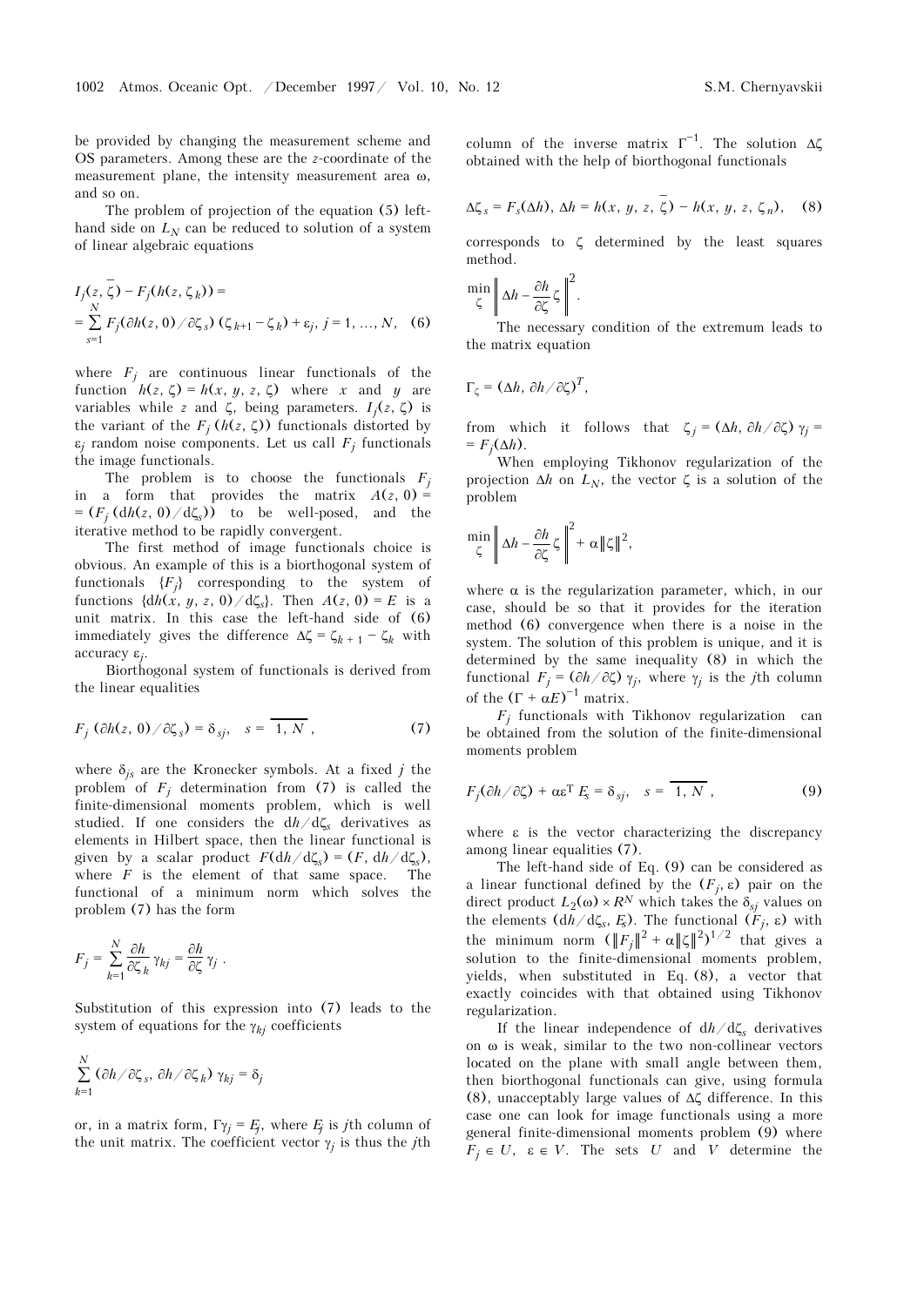be provided by changing the measurement scheme and OS parameters. Among these are the $z$-coordinate of the measurement plane, the intensity measurement area $\omega$, and so on.

The problem of projection of the equation (5) left-hand side on $L_N$ can be reduced to solution of a system of linear algebraic equations

$$I_j(z, \bar{\zeta}) - F_j(h(z, \zeta_k)) = \\ = \sum_{s=1}^{N} F_j(\partial h(z, 0)/\partial \zeta_s)\,(\zeta_{k+1} - \zeta_k) + \varepsilon_j, \; j = 1, \ldots, N, \quad (6)$$

where $F_j$ are continuous linear functionals of the function $h(z, \zeta) = h(x, y, z, \zeta)$ where $x$ and $y$ are variables while $z$ and $\zeta$, being parameters. $I_j(z, \zeta)$ is the variant of the $F_j(h(z, \zeta))$ functionals distorted by $\varepsilon_j$ random noise components. Let us call $F_j$ functionals the image functionals.

The problem is to choose the functionals $F_j$ in a form that provides the matrix $A(z, 0) = (F_j(\mathrm{d}h(z, 0)/\mathrm{d}\zeta_s))$ to be well-posed, and the iterative method to be rapidly convergent.

The first method of image functionals choice is obvious. An example of this is a biorthogonal system of functionals $\{F_j\}$ corresponding to the system of functions $\{\mathrm{d}h(x, y, z, 0)/\mathrm{d}\zeta_s\}$. Then $A(z, 0) = E$ is a unit matrix. In this case the left-hand side of (6) immediately gives the difference $\Delta\zeta = \zeta_{k+1} - \zeta_k$ with accuracy $\varepsilon_j$.

Biorthogonal system of functionals is derived from the linear equalities

$$F_j(\partial h(z, 0)/\partial \zeta_s) = \delta_{sj}, \quad s = \overline{1, N}, \quad (7)$$

where $\delta_{js}$ are the Kronecker symbols. At a fixed $j$ the problem of $F_j$ determination from (7) is called the finite-dimensional moments problem, which is well studied. If one considers the $\mathrm{d}h/\mathrm{d}\zeta_s$ derivatives as elements in Hilbert space, then the linear functional is given by a scalar product $F(\mathrm{d}h/\mathrm{d}\zeta_s) = (F, \mathrm{d}h/\mathrm{d}\zeta_s)$, where $F$ is the element of that same space. The functional of a minimum norm which solves the problem (7) has the form

$$F_j = \sum_{k=1}^{N} \frac{\partial h}{\partial \zeta_k}\gamma_{kj} = \frac{\partial h}{\partial \zeta}\gamma_j.$$

Substitution of this expression into (7) leads to the system of equations for the $\gamma_{kj}$ coefficients

$$\sum_{k=1}^{N} (\partial h/\partial \zeta_s, \partial h/\partial \zeta_k)\,\gamma_{kj} = \delta_j$$

or, in a matrix form, $\Gamma\gamma_j = E_j$, where $E_j$ is $j$th column of the unit matrix. The coefficient vector $\gamma_j$ is thus the $j$th column of the inverse matrix $\Gamma^{-1}$. The solution $\Delta\zeta$ obtained with the help of biorthogonal functionals

$$\Delta\zeta_s = F_s(\Delta h), \; \Delta h = h(x, y, z, \bar{\zeta}) - h(x, y, z, \zeta_n), \quad (8)$$

corresponds to $\zeta$ determined by the least squares method.

$$\min_{\zeta} \left\| \Delta h - \frac{\partial h}{\partial \zeta}\zeta \right\|^2.$$

The necessary condition of the extremum leads to the matrix equation

$$\Gamma_{\zeta} = (\Delta h, \partial h/\partial \zeta)^T,$$

from which it follows that $\zeta_j = (\Delta h, \partial h/\partial \zeta)\,\gamma_j = F_j(\Delta h)$.

When employing Tikhonov regularization of the projection $\Delta h$ on $L_N$, the vector $\zeta$ is a solution of the problem

$$\min_{\zeta} \left\| \Delta h - \frac{\partial h}{\partial \zeta}\zeta \right\|^2 + \alpha\|\zeta\|^2,$$

where $\alpha$ is the regularization parameter, which, in our case, should be so that it provides for the iteration method (6) convergence when there is a noise in the system. The solution of this problem is unique, and it is determined by the same inequality (8) in which the functional $F_j = (\partial h/\partial \zeta)\,\gamma_j$, where $\gamma_j$ is the $j$th column of the $(\Gamma + \alpha E)^{-1}$ matrix.

$F_j$ functionals with Tikhonov regularization can be obtained from the solution of the finite-dimensional moments problem

$$F_j(\partial h/\partial \zeta) + \alpha\varepsilon^{\mathrm{T}} E_s = \delta_{sj}, \quad s = \overline{1, N}, \quad (9)$$

where $\varepsilon$ is the vector characterizing the discrepancy among linear equalities (7).

The left-hand side of Eq. (9) can be considered as a linear functional defined by the $(F_j, \varepsilon)$ pair on the direct product $L_2(\omega) \times R^N$ which takes the $\delta_{sj}$ values on the elements $(\mathrm{d}h/\mathrm{d}\zeta_s, E_s)$. The functional $(F_j, \varepsilon)$ with the minimum norm $(\|F_j\|^2 + \alpha\|\zeta\|^2)^{1/2}$ that gives a solution to the finite-dimensional moments problem, yields, when substituted in Eq. (8), a vector that exactly coincides with that obtained using Tikhonov regularization.

If the linear independence of $\mathrm{d}h/\mathrm{d}\zeta_s$ derivatives on $\omega$ is weak, similar to the two non-collinear vectors located on the plane with small angle between them, then biorthogonal functionals can give, using formula (8), unacceptably large values of $\Delta\zeta$ difference. In this case one can look for image functionals using a more general finite-dimensional moments problem (9) where $F_j \in U$, $\varepsilon \in V$. The sets $U$ and $V$ determine the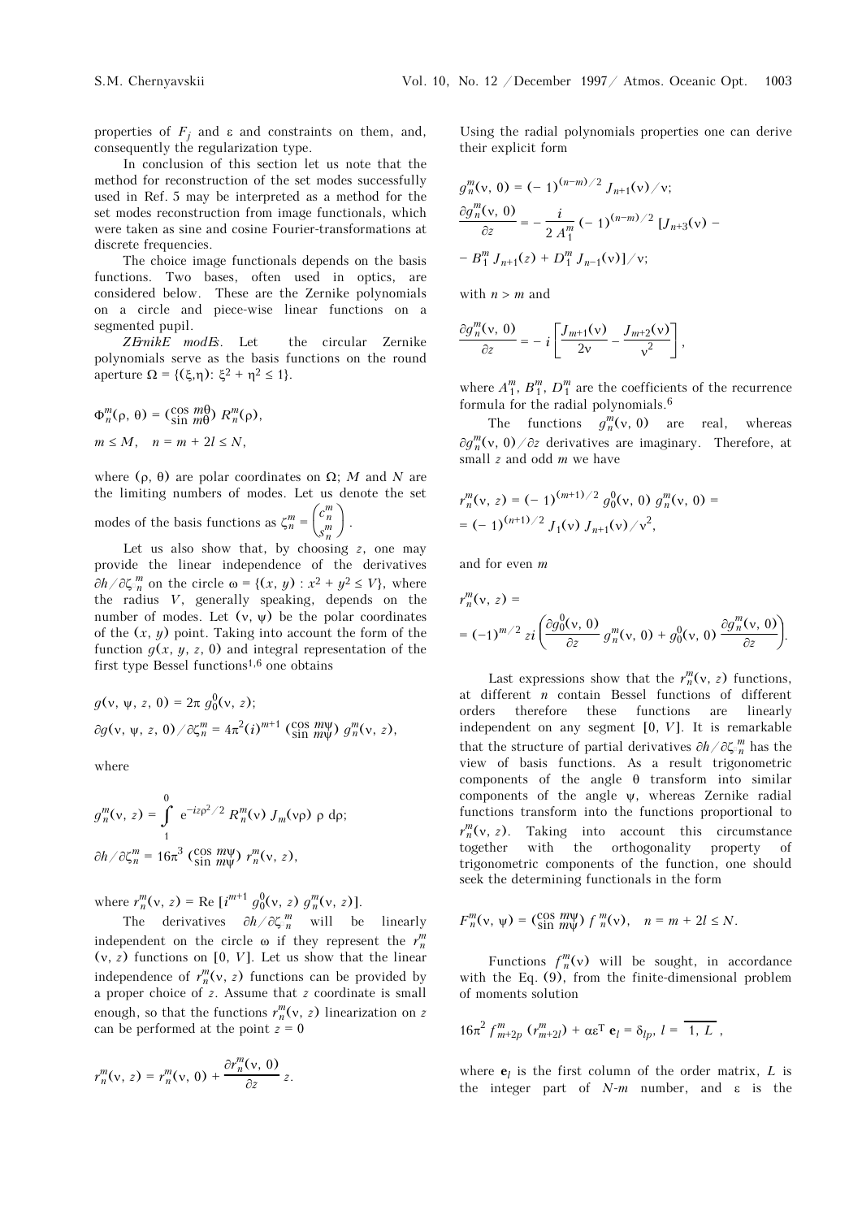properties of $F_j$ and $\varepsilon$ and constraints on them, and, consequently the regularization type.

In conclusion of this section let us note that the method for reconstruction of the set modes successfully used in Ref. 5 may be interpreted as a method for the set modes reconstruction from image functionals, which were taken as sine and cosine Fourier-transformations at discrete frequencies.

The choice image functionals depends on the basis functions. Two bases, often used in optics, are considered below. These are the Zernike polynomials on a circle and piece-wise linear functions on a segmented pupil.

*Zernike modes*. Let the circular Zernike polynomials serve as the basis functions on the round aperture $\Omega = \{(\xi,\eta): \xi^2 + \eta^2 \le 1\}$.

$$\Phi_n^m(\rho,\theta) = \left(\begin{smallmatrix}\cos m\theta\\ \sin m\theta\end{smallmatrix}\right) R_n^m(\rho),$$

$$m \le M, \quad n = m + 2l \le N,$$

where $(\rho, \theta)$ are polar coordinates on $\Omega$; $M$ and $N$ are the limiting numbers of modes. Let us denote the set modes of the basis functions as $\zeta_n^m = \begin{pmatrix} c_n^m \\ s_n^m \end{pmatrix}$.

Let us also show that, by choosing $z$, one may provide the linear independence of the derivatives $\partial h/\partial \zeta_n^m$ on the circle $\omega = \{(x, y) : x^2 + y^2 \le V\}$, where the radius $V$, generally speaking, depends on the number of modes. Let $(\nu, \psi)$ be the polar coordinates of the $(x, y)$ point. Taking into account the form of the function $g(x, y, z, 0)$ and integral representation of the first type Bessel functions[1,6] one obtains

$$g(\nu, \psi, z, 0) = 2\pi\, g_0^0(\nu, z);$$

$$\partial g(\nu, \psi, z, 0)/\partial \zeta_n^m = 4\pi^2 (i)^{m+1} \left(\begin{smallmatrix}\cos m\psi\\ \sin m\psi\end{smallmatrix}\right) g_n^m(\nu, z),$$

where

$$g_n^m(\nu, z) = \int\limits_1^0 \mathrm{e}^{-iz\rho^2/2}\, R_n^m(\nu)\, J_m(\nu\rho)\, \rho\, \mathrm{d}\rho;$$

$$\partial h/\partial \zeta_n^m = 16\pi^3 \left(\begin{smallmatrix}\cos m\psi\\ \sin m\psi\end{smallmatrix}\right) r_n^m(\nu, z),$$

where $r_n^m(\nu, z) = \mathrm{Re}\,[i^{m+1}\, g_0^0(\nu, z)\, g_n^m(\nu, z)]$.

The derivatives $\partial h/\partial \zeta_n^m$ will be linearly independent on the circle $\omega$ if they represent the $r_n^m(\nu, z)$ functions on $[0, V]$. Let us show that the linear independence of $r_n^m(\nu, z)$ functions can be provided by a proper choice of $z$. Assume that $z$ coordinate is small enough, so that the functions $r_n^m(\nu, z)$ linearization on $z$ can be performed at the point $z = 0$

$$r_n^m(\nu, z) = r_n^m(\nu, 0) + \frac{\partial r_n^m(\nu, 0)}{\partial z}\, z.$$

Using the radial polynomials properties one can derive their explicit form

$$g_n^m(\nu, 0) = (-1)^{(n-m)/2}\, J_{n+1}(\nu)/\nu;$$

$$\frac{\partial g_n^m(\nu, 0)}{\partial z} = -\frac{i}{2A_1^m}(-1)^{(n-m)/2}\,[J_{n+3}(\nu) -$$

$$- B_1^m\, J_{n+1}(z) + D_1^m\, J_{n-1}(\nu)]/\nu;$$

with $n > m$ and

$$\frac{\partial g_n^m(\nu, 0)}{\partial z} = -i\left[\frac{J_{m+1}(\nu)}{2\nu} - \frac{J_{m+2}(\nu)}{\nu^2}\right],$$

where $A_1^m$, $B_1^m$, $D_1^m$ are the coefficients of the recurrence formula for the radial polynomials.[6]

The functions $g_n^m(\nu, 0)$ are real, whereas $\partial g_n^m(\nu, 0)/\partial z$ derivatives are imaginary. Therefore, at small $z$ and odd $m$ we have

$$r_n^m(\nu, z) = (-1)^{(m+1)/2}\, g_0^0(\nu, 0)\, g_n^m(\nu, 0) =$$

$$= (-1)^{(n+1)/2}\, J_1(\nu)\, J_{n+1}(\nu)/\nu^2,$$

and for even $m$

$$r_n^m(\nu, z) =$$

$$= (-1)^{m/2}\, zi\left(\frac{\partial g_0^0(\nu, 0)}{\partial z}\, g_n^m(\nu, 0) + g_0^0(\nu, 0)\,\frac{\partial g_n^m(\nu, 0)}{\partial z}\right).$$

Last expressions show that the $r_n^m(\nu, z)$ functions, at different $n$ contain Bessel functions of different orders therefore these functions are linearly independent on any segment $[0, V]$. It is remarkable that the structure of partial derivatives $\partial h/\partial \zeta_n^m$ has the view of basis functions. As a result trigonometric components of the angle $\theta$ transform into similar components of the angle $\psi$, whereas Zernike radial functions transform into the functions proportional to $r_n^m(\nu, z)$. Taking into account this circumstance together with the orthogonality property of trigonometric components of the function, one should seek the determining functionals in the form

$$F_n^m(\nu, \psi) = \left(\begin{smallmatrix}\cos m\psi\\ \sin m\psi\end{smallmatrix}\right) f_n^m(\nu), \quad n = m + 2l \le N.$$

Functions $f_n^m(\nu)$ will be sought, in accordance with the Eq. (9), from the finite-dimensional problem of moments solution

$$16\pi^2\, f_{m+2p}^m\, (r_{m+2l}^m) + \alpha\varepsilon^{\mathrm{T}}\, \mathbf{e}_l = \delta_{lp},\; l = \overline{1, L}\,,$$

where $\mathbf{e}_l$ is the first column of the order matrix, $L$ is the integer part of $N$-$m$ number, and $\varepsilon$ is the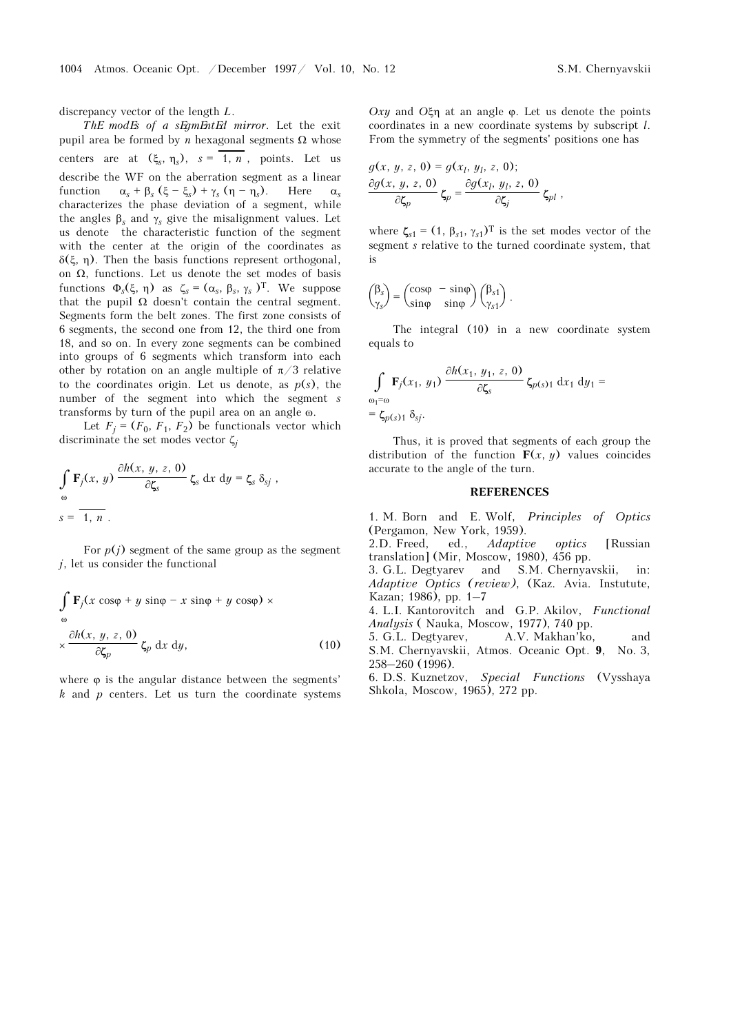discrepancy vector of the length $L$.

*The modes of a segmented mirror.* Let the exit pupil area be formed by $n$ hexagonal segments $\Omega$ whose centers are at $(\xi_s, \eta_s)$, $s = \overline{1, n}$, points. Let us describe the WF on the aberration segment as a linear function $\alpha_s + \beta_s (\xi - \xi_s) + \gamma_s (\eta - \eta_s)$. Here $\alpha_s$ characterizes the phase deviation of a segment, while the angles $\beta_s$ and $\gamma_s$ give the misalignment values. Let us denote the characteristic function of the segment with the center at the origin of the coordinates as $\delta(\xi, \eta)$. Then the basis functions represent orthogonal, on $\Omega$, functions. Let us denote the set modes of basis functions $\Phi_s(\xi, \eta)$ as $\zeta_s = (\alpha_s, \beta_s, \gamma_s)^{\mathrm{T}}$. We suppose that the pupil $\Omega$ doesn't contain the central segment. Segments form the belt zones. The first zone consists of 6 segments, the second one from 12, the third one from 18, and so on. In every zone segments can be combined into groups of 6 segments which transform into each other by rotation on an angle multiple of $\pi/3$ relative to the coordinates origin. Let us denote, as $p(s)$, the number of the segment into which the segment $s$ transforms by turn of the pupil area on an angle $\omega$.

Let $F_j = (F_0, F_1, F_2)$ be functionals vector which discriminate the set modes vector $\zeta_j$

$$
\int\limits_{\omega} \mathbf{F}_j(x, y) \frac{\partial h(x, y, z, 0)}{\partial \boldsymbol{\zeta}_s} \boldsymbol{\zeta}_s \, \mathrm{d}x \, \mathrm{d}y = \boldsymbol{\zeta}_s \, \delta_{sj} \, ,
$$

$s = \overline{1, n}$.

For $p(j)$ segment of the same group as the segment $j$, let us consider the functional

$$
\int\limits_{\omega} \mathbf{F}_j(x \cos\varphi + y \sin\varphi - x \sin\varphi + y \cos\varphi) \times \\
\times \frac{\partial h(x, y, z, 0)}{\partial \boldsymbol{\zeta}_p} \boldsymbol{\zeta}_p \, \mathrm{d}x \, \mathrm{d}y, \tag{10}
$$

where $\varphi$ is the angular distance between the segments' $k$ and $p$ centers. Let us turn the coordinate systems $Oxy$ and $O\xi\eta$ at an angle $\varphi$. Let us denote the points coordinates in a new coordinate systems by subscript $l$. From the symmetry of the segments' positions one has

$$
g(x, y, z, 0) = g(x_l, y_l, z, 0);
$$

$$
\frac{\partial g(x, y, z, 0)}{\partial \boldsymbol{\zeta}_p} \boldsymbol{\zeta}_p = \frac{\partial g(x_l, y_l, z, 0)}{\partial \boldsymbol{\zeta}_j} \boldsymbol{\zeta}_{pl} \, ,
$$

where $\boldsymbol{\zeta}_{s1} = (1, \beta_{s1}, \gamma_{s1})^{\mathrm{T}}$ is the set modes vector of the segment $s$ relative to the turned coordinate system, that is

$$
\begin{pmatrix} \beta_s \\ \gamma_s \end{pmatrix} = \begin{pmatrix} \cos\varphi & -\sin\varphi \\ \sin\varphi & \sin\varphi \end{pmatrix} \begin{pmatrix} \beta_{s1} \\ \gamma_{s1} \end{pmatrix} .
$$

The integral (10) in a new coordinate system equals to

$$
\int\limits_{\omega_1 = \omega} \mathbf{F}_j(x_1, y_1) \frac{\partial h(x_1, y_1, z, 0)}{\partial \boldsymbol{\zeta}_s} \boldsymbol{\zeta}_{p(s)1} \, \mathrm{d}x_1 \, \mathrm{d}y_1 = \\
= \boldsymbol{\zeta}_{p(s)1} \, \delta_{sj}.
$$

Thus, it is proved that segments of each group the distribution of the function $\mathbf{F}(x, y)$ values coincides accurate to the angle of the turn.

## REFERENCES

1. M. Born and E. Wolf, *Principles of Optics* (Pergamon, New York, 1959).
2. D. Freed, ed., *Adaptive optics* [Russian translation] (Mir, Moscow, 1980), 456 pp.
3. G.L. Degtyarev and S.M. Chernyavskii, in: *Adaptive Optics (review)*, (Kaz. Avia. Instutute, Kazan; 1986), pp. 1–7
4. L.I. Kantorovitch and G.P. Akilov, *Functional Analysis* ( Nauka, Moscow, 1977), 740 pp.
5. G.L. Degtyarev, A.V. Makhan'ko, and S.M. Chernyavskii, Atmos. Oceanic Opt. **9**, No. 3, 258–260 (1996).
6. D.S. Kuznetzov, *Special Functions* (Vysshaya Shkola, Moscow, 1965), 272 pp.